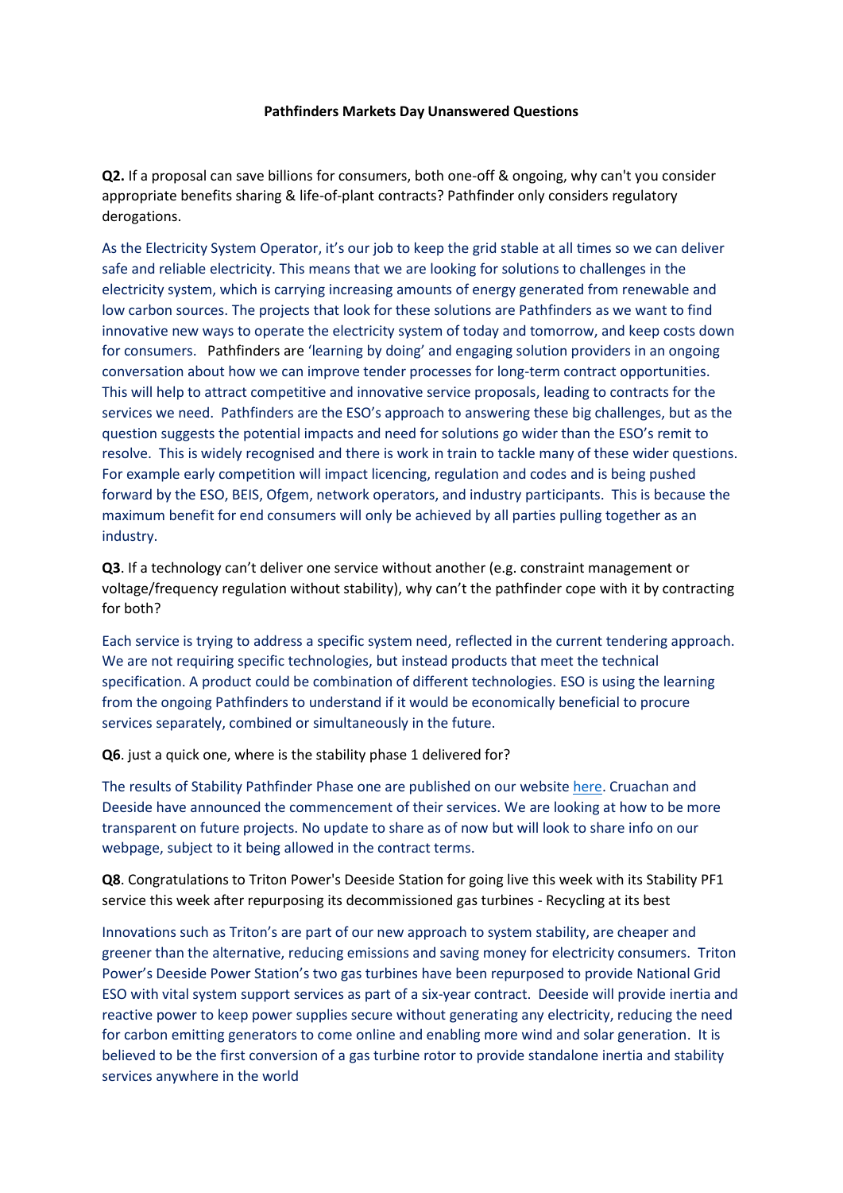**Pathfinders Markets Day Unanswered Questions**

**Q2.** If a proposal can save billions for consumers, both one-off & ongoing, why can't you consider appropriate benefits sharing & life-of-plant contracts? Pathfinder only considers regulatory derogations.

As the Electricity System Operator, it's our job to keep the grid stable at all times so we can deliver safe and reliable electricity. This means that we are looking for solutions to challenges in the electricity system, which is carrying increasing amounts of energy generated from renewable and low carbon sources. The projects that look for these solutions are Pathfinders as we want to find innovative new ways to operate the electricity system of today and tomorrow, and keep costs down for consumers. Pathfinders are 'learning by doing' and engaging solution providers in an ongoing conversation about how we can improve tender processes for long-term contract opportunities. This will help to attract competitive and innovative service proposals, leading to contracts for the services we need. Pathfinders are the ESO's approach to answering these big challenges, but as the question suggests the potential impacts and need for solutions go wider than the ESO's remit to resolve. This is widely recognised and there is work in train to tackle many of these wider questions. For example early competition will impact licencing, regulation and codes and is being pushed forward by the ESO, BEIS, Ofgem, network operators, and industry participants. This is because the maximum benefit for end consumers will only be achieved by all parties pulling together as an industry.

**Q3**. If a technology can't deliver one service without another (e.g. constraint management or voltage/frequency regulation without stability), why can't the pathfinder cope with it by contracting for both?

Each service is trying to address a specific system need, reflected in the current tendering approach. We are not requiring specific technologies, but instead products that meet the technical specification. A product could be combination of different technologies. ESO is using the learning from the ongoing Pathfinders to understand if it would be economically beneficial to procure services separately, combined or simultaneously in the future.

**Q6**. just a quick one, where is the stability phase 1 delivered for?

The results of Stability Pathfinder Phase one are published on our website [here](). Cruachan and Deeside have announced the commencement of their services. We are looking at how to be more transparent on future projects. No update to share as of now but will look to share info on our webpage, subject to it being allowed in the contract terms.

**Q8**. Congratulations to Triton Power's Deeside Station for going live this week with its Stability PF1 service this week after repurposing its decommissioned gas turbines - Recycling at its best

Innovations such as Triton's are part of our new approach to system stability, are cheaper and greener than the alternative, reducing emissions and saving money for electricity consumers. Triton Power's Deeside Power Station's two gas turbines have been repurposed to provide National Grid ESO with vital system support services as part of a six-year contract. Deeside will provide inertia and reactive power to keep power supplies secure without generating any electricity, reducing the need for carbon emitting generators to come online and enabling more wind and solar generation. It is believed to be the first conversion of a gas turbine rotor to provide standalone inertia and stability services anywhere in the world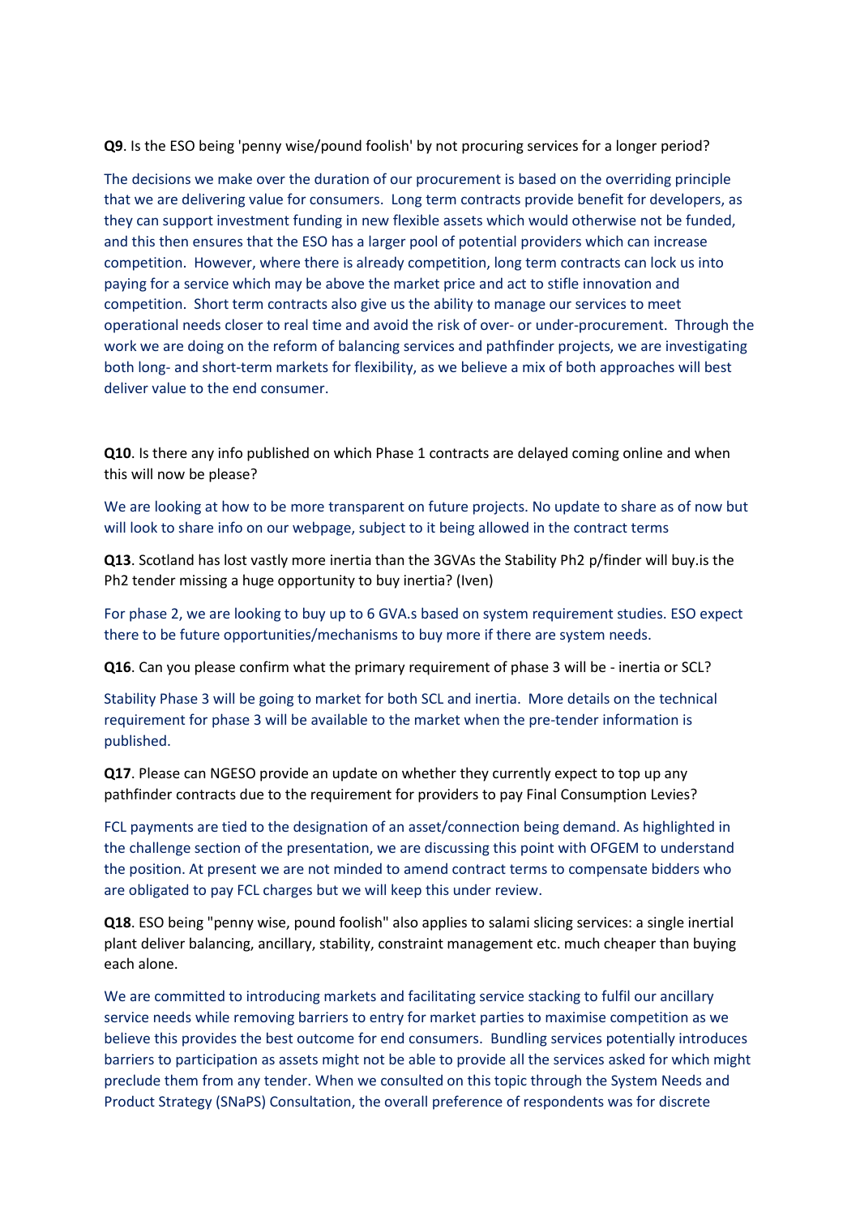**Q9**. Is the ESO being 'penny wise/pound foolish' by not procuring services for a longer period?

The decisions we make over the duration of our procurement is based on the overriding principle that we are delivering value for consumers. Long term contracts provide benefit for developers, as they can support investment funding in new flexible assets which would otherwise not be funded, and this then ensures that the ESO has a larger pool of potential providers which can increase competition. However, where there is already competition, long term contracts can lock us into paying for a service which may be above the market price and act to stifle innovation and competition. Short term contracts also give us the ability to manage our services to meet operational needs closer to real time and avoid the risk of over- or under-procurement. Through the work we are doing on the reform of balancing services and pathfinder projects, we are investigating both long- and short-term markets for flexibility, as we believe a mix of both approaches will best deliver value to the end consumer.

**Q10**. Is there any info published on which Phase 1 contracts are delayed coming online and when this will now be please?

We are looking at how to be more transparent on future projects. No update to share as of now but will look to share info on our webpage, subject to it being allowed in the contract terms

**Q13**. Scotland has lost vastly more inertia than the 3GVAs the Stability Ph2 p/finder will buy.is the Ph2 tender missing a huge opportunity to buy inertia? (Iven)

For phase 2, we are looking to buy up to 6 GVA.s based on system requirement studies. ESO expect there to be future opportunities/mechanisms to buy more if there are system needs.

**Q16**. Can you please confirm what the primary requirement of phase 3 will be - inertia or SCL?

Stability Phase 3 will be going to market for both SCL and inertia. More details on the technical requirement for phase 3 will be available to the market when the pre-tender information is published.

**Q17**. Please can NGESO provide an update on whether they currently expect to top up any pathfinder contracts due to the requirement for providers to pay Final Consumption Levies?

FCL payments are tied to the designation of an asset/connection being demand. As highlighted in the challenge section of the presentation, we are discussing this point with OFGEM to understand the position. At present we are not minded to amend contract terms to compensate bidders who are obligated to pay FCL charges but we will keep this under review.

**Q18**. ESO being "penny wise, pound foolish" also applies to salami slicing services: a single inertial plant deliver balancing, ancillary, stability, constraint management etc. much cheaper than buying each alone.

We are committed to introducing markets and facilitating service stacking to fulfil our ancillary service needs while removing barriers to entry for market parties to maximise competition as we believe this provides the best outcome for end consumers. Bundling services potentially introduces barriers to participation as assets might not be able to provide all the services asked for which might preclude them from any tender. When we consulted on this topic through the System Needs and Product Strategy (SNaPS) Consultation, the overall preference of respondents was for discrete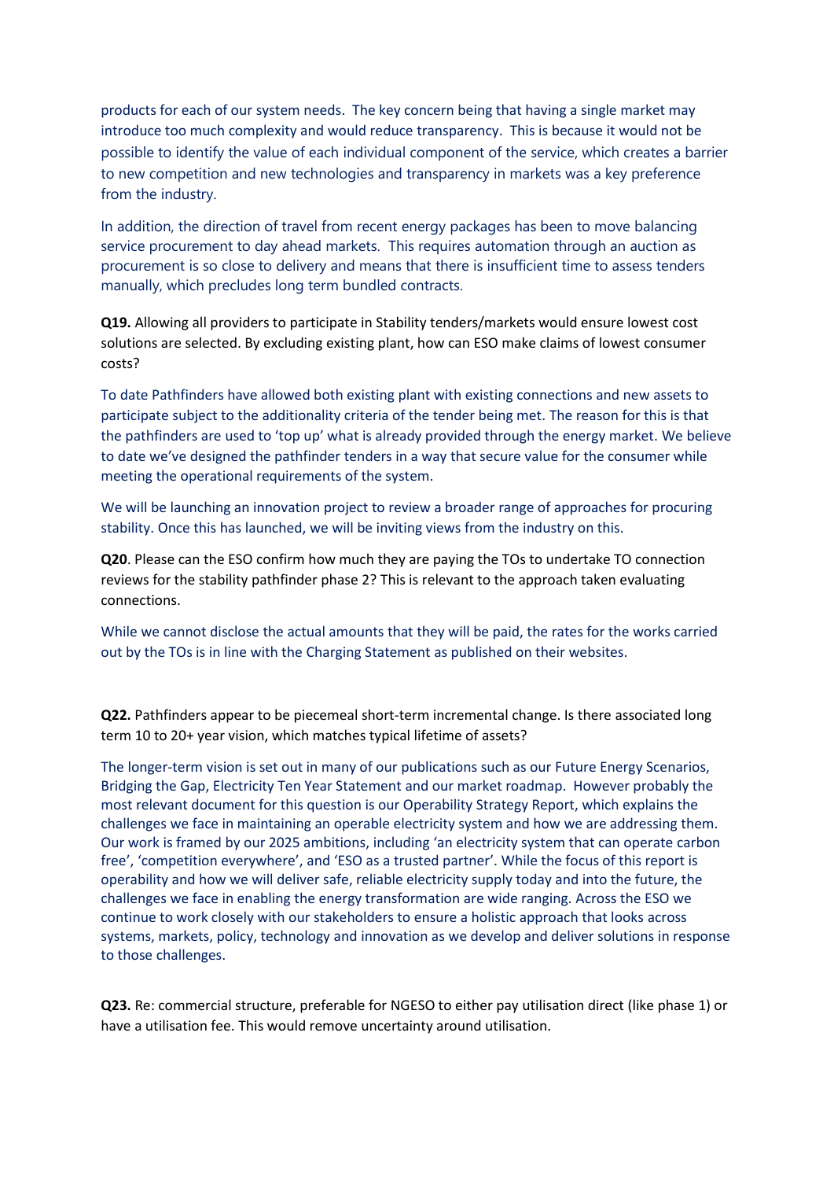products for each of our system needs. The key concern being that having a single market may introduce too much complexity and would reduce transparency. This is because it would not be possible to identify the value of each individual component of the service, which creates a barrier to new competition and new technologies and transparency in markets was a key preference from the industry.

In addition, the direction of travel from recent energy packages has been to move balancing service procurement to day ahead markets. This requires automation through an auction as procurement is so close to delivery and means that there is insufficient time to assess tenders manually, which precludes long term bundled contracts.

**Q19.** Allowing all providers to participate in Stability tenders/markets would ensure lowest cost solutions are selected. By excluding existing plant, how can ESO make claims of lowest consumer costs?

To date Pathfinders have allowed both existing plant with existing connections and new assets to participate subject to the additionality criteria of the tender being met. The reason for this is that the pathfinders are used to 'top up' what is already provided through the energy market. We believe to date we've designed the pathfinder tenders in a way that secure value for the consumer while meeting the operational requirements of the system.

We will be launching an innovation project to review a broader range of approaches for procuring stability. Once this has launched, we will be inviting views from the industry on this.

**Q20**. Please can the ESO confirm how much they are paying the TOs to undertake TO connection reviews for the stability pathfinder phase 2? This is relevant to the approach taken evaluating connections.

While we cannot disclose the actual amounts that they will be paid, the rates for the works carried out by the TOs is in line with the Charging Statement as published on their websites.

**Q22.** Pathfinders appear to be piecemeal short-term incremental change. Is there associated long term 10 to 20+ year vision, which matches typical lifetime of assets?

The longer-term vision is set out in many of our publications such as our Future Energy Scenarios, Bridging the Gap, Electricity Ten Year Statement and our market roadmap. However probably the most relevant document for this question is our Operability Strategy Report, which explains the challenges we face in maintaining an operable electricity system and how we are addressing them. Our work is framed by our 2025 ambitions, including 'an electricity system that can operate carbon free', 'competition everywhere', and 'ESO as a trusted partner'. While the focus of this report is operability and how we will deliver safe, reliable electricity supply today and into the future, the challenges we face in enabling the energy transformation are wide ranging. Across the ESO we continue to work closely with our stakeholders to ensure a holistic approach that looks across systems, markets, policy, technology and innovation as we develop and deliver solutions in response to those challenges.

**Q23.** Re: commercial structure, preferable for NGESO to either pay utilisation direct (like phase 1) or have a utilisation fee. This would remove uncertainty around utilisation.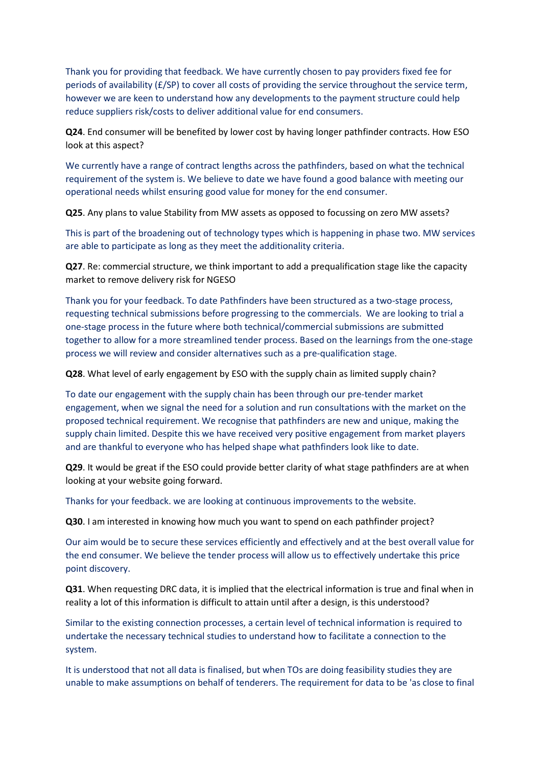Thank you for providing that feedback. We have currently chosen to pay providers fixed fee for periods of availability (£/SP) to cover all costs of providing the service throughout the service term, however we are keen to understand how any developments to the payment structure could help reduce suppliers risk/costs to deliver additional value for end consumers.

**Q24**. End consumer will be benefited by lower cost by having longer pathfinder contracts. How ESO look at this aspect?

We currently have a range of contract lengths across the pathfinders, based on what the technical requirement of the system is. We believe to date we have found a good balance with meeting our operational needs whilst ensuring good value for money for the end consumer.

**Q25**. Any plans to value Stability from MW assets as opposed to focussing on zero MW assets?

This is part of the broadening out of technology types which is happening in phase two. MW services are able to participate as long as they meet the additionality criteria.

**Q27**. Re: commercial structure, we think important to add a prequalification stage like the capacity market to remove delivery risk for NGESO

Thank you for your feedback. To date Pathfinders have been structured as a two-stage process, requesting technical submissions before progressing to the commercials. We are looking to trial a one-stage process in the future where both technical/commercial submissions are submitted together to allow for a more streamlined tender process. Based on the learnings from the one-stage process we will review and consider alternatives such as a pre-qualification stage.

**Q28**. What level of early engagement by ESO with the supply chain as limited supply chain?

To date our engagement with the supply chain has been through our pre-tender market engagement, when we signal the need for a solution and run consultations with the market on the proposed technical requirement. We recognise that pathfinders are new and unique, making the supply chain limited. Despite this we have received very positive engagement from market players and are thankful to everyone who has helped shape what pathfinders look like to date.

**Q29**. It would be great if the ESO could provide better clarity of what stage pathfinders are at when looking at your website going forward.

Thanks for your feedback. we are looking at continuous improvements to the website.

**Q30**. I am interested in knowing how much you want to spend on each pathfinder project?

Our aim would be to secure these services efficiently and effectively and at the best overall value for the end consumer. We believe the tender process will allow us to effectively undertake this price point discovery.

**Q31**. When requesting DRC data, it is implied that the electrical information is true and final when in reality a lot of this information is difficult to attain until after a design, is this understood?

Similar to the existing connection processes, a certain level of technical information is required to undertake the necessary technical studies to understand how to facilitate a connection to the system.

It is understood that not all data is finalised, but when TOs are doing feasibility studies they are unable to make assumptions on behalf of tenderers. The requirement for data to be 'as close to final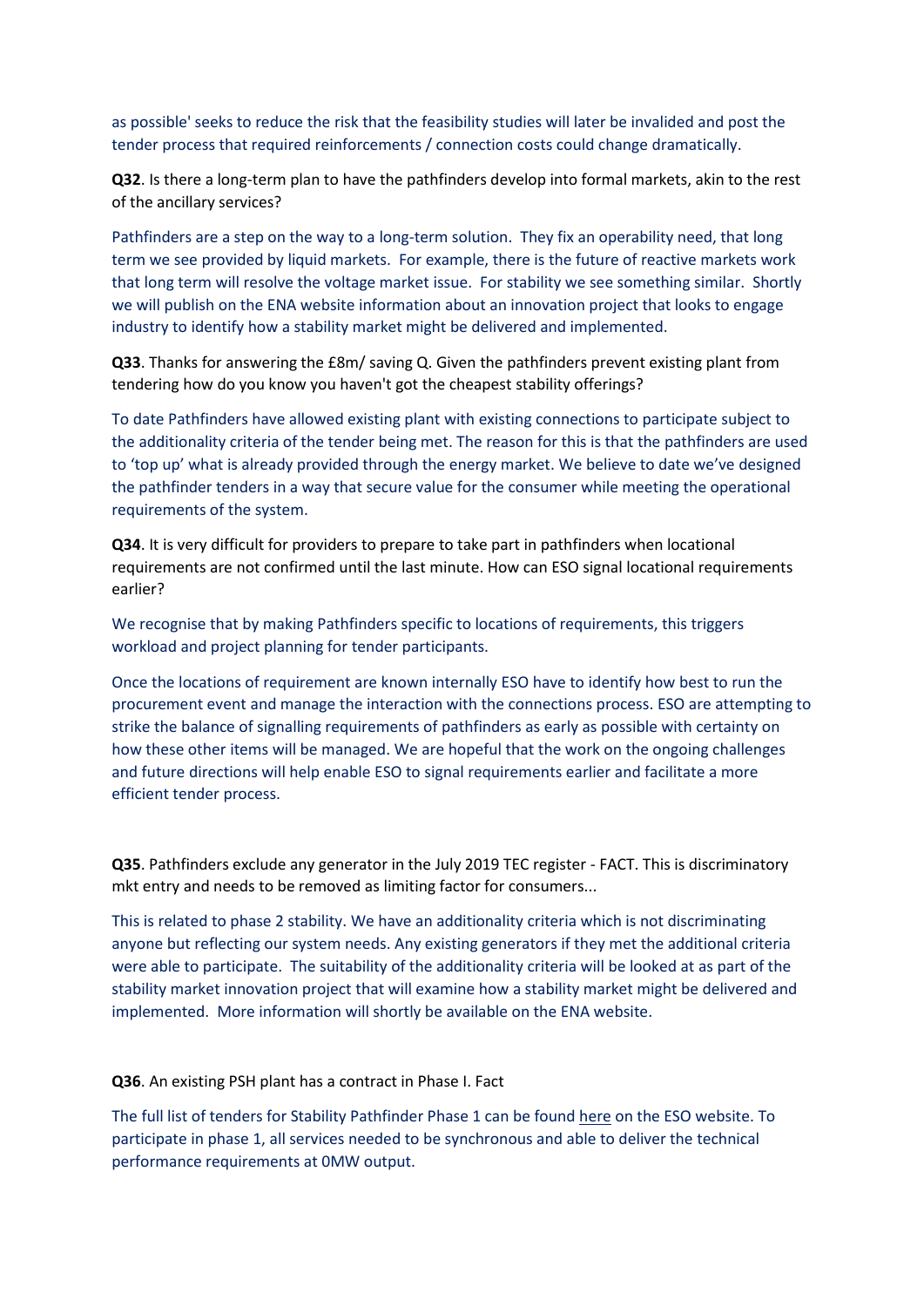as possible' seeks to reduce the risk that the feasibility studies will later be invalided and post the tender process that required reinforcements / connection costs could change dramatically.

**Q32**. Is there a long-term plan to have the pathfinders develop into formal markets, akin to the rest of the ancillary services?

Pathfinders are a step on the way to a long-term solution. They fix an operability need, that long term we see provided by liquid markets. For example, there is the future of reactive markets work that long term will resolve the voltage market issue. For stability we see something similar. Shortly we will publish on the ENA website information about an innovation project that looks to engage industry to identify how a stability market might be delivered and implemented.

**Q33**. Thanks for answering the £8m/ saving Q. Given the pathfinders prevent existing plant from tendering how do you know you haven't got the cheapest stability offerings?

To date Pathfinders have allowed existing plant with existing connections to participate subject to the additionality criteria of the tender being met. The reason for this is that the pathfinders are used to 'top up' what is already provided through the energy market. We believe to date we've designed the pathfinder tenders in a way that secure value for the consumer while meeting the operational requirements of the system.

**Q34**. It is very difficult for providers to prepare to take part in pathfinders when locational requirements are not confirmed until the last minute. How can ESO signal locational requirements earlier?

We recognise that by making Pathfinders specific to locations of requirements, this triggers workload and project planning for tender participants.

Once the locations of requirement are known internally ESO have to identify how best to run the procurement event and manage the interaction with the connections process. ESO are attempting to strike the balance of signalling requirements of pathfinders as early as possible with certainty on how these other items will be managed. We are hopeful that the work on the ongoing challenges and future directions will help enable ESO to signal requirements earlier and facilitate a more efficient tender process.

**Q35**. Pathfinders exclude any generator in the July 2019 TEC register - FACT. This is discriminatory mkt entry and needs to be removed as limiting factor for consumers...

This is related to phase 2 stability. We have an additionality criteria which is not discriminating anyone but reflecting our system needs. Any existing generators if they met the additional criteria were able to participate. The suitability of the additionality criteria will be looked at as part of the stability market innovation project that will examine how a stability market might be delivered and implemented. More information will shortly be available on the ENA website.

**Q36**. An existing PSH plant has a contract in Phase I. Fact

The full list of tenders for Stability Pathfinder Phase 1 can be found here on the ESO website. To participate in phase 1, all services needed to be synchronous and able to deliver the technical performance requirements at 0MW output.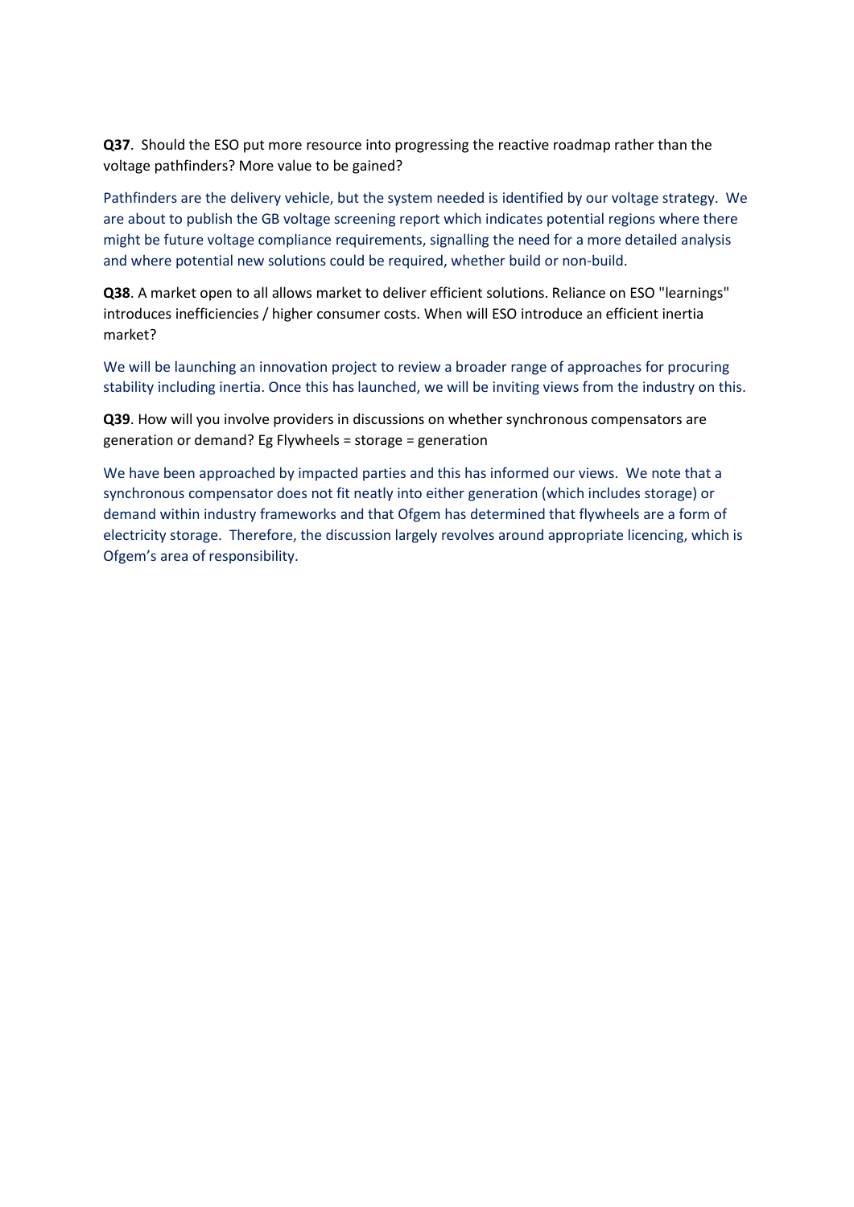**Q37**. Should the ESO put more resource into progressing the reactive roadmap rather than the voltage pathfinders? More value to be gained?

Pathfinders are the delivery vehicle, but the system needed is identified by our voltage strategy. We are about to publish the GB voltage screening report which indicates potential regions where there might be future voltage compliance requirements, signalling the need for a more detailed analysis and where potential new solutions could be required, whether build or non-build.

**Q38**. A market open to all allows market to deliver efficient solutions. Reliance on ESO "learnings" introduces inefficiencies / higher consumer costs. When will ESO introduce an efficient inertia market?

We will be launching an innovation project to review a broader range of approaches for procuring stability including inertia. Once this has launched, we will be inviting views from the industry on this.

**Q39**. How will you involve providers in discussions on whether synchronous compensators are generation or demand? Eg Flywheels = storage = generation

We have been approached by impacted parties and this has informed our views. We note that a synchronous compensator does not fit neatly into either generation (which includes storage) or demand within industry frameworks and that Ofgem has determined that flywheels are a form of electricity storage. Therefore, the discussion largely revolves around appropriate licencing, which is Ofgem's area of responsibility.